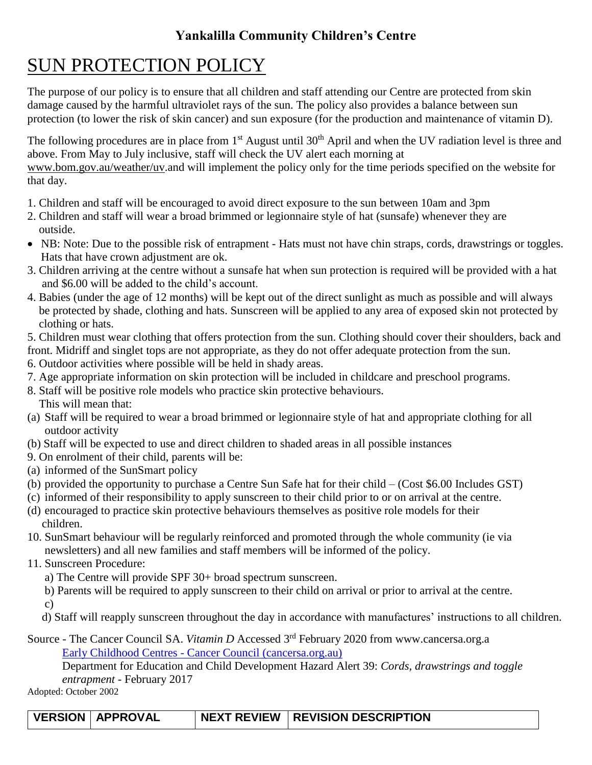**Yankalilla Community Children's Centre**

# SUN PROTECTION POLICY

The purpose of our policy is to ensure that all children and staff attending our Centre are protected from skin damage caused by the harmful ultraviolet rays of the sun. The policy also provides a balance between sun protection (to lower the risk of skin cancer) and sun exposure (for the production and maintenance of vitamin D).

The following procedures are in place from 1st August until 30th April and when the UV radiation level is three and above. From May to July inclusive, staff will check the UV alert each morning at www.bom.gov.au/weather/uv.and will implement the policy only for the time periods specified on the website for that day.

1. Children and staff will be encouraged to avoid direct exposure to the sun between 10am and 3pm
2. Children and staff will wear a broad brimmed or legionnaire style of hat (sunsafe) whenever they are outside.

- NB: Note: Due to the possible risk of entrapment - Hats must not have chin straps, cords, drawstrings or toggles. Hats that have crown adjustment are ok.

3. Children arriving at the centre without a sunsafe hat when sun protection is required will be provided with a hat and $6.00 will be added to the child's account.
4. Babies (under the age of 12 months) will be kept out of the direct sunlight as much as possible and will always be protected by shade, clothing and hats. Sunscreen will be applied to any area of exposed skin not protected by clothing or hats.
5. Children must wear clothing that offers protection from the sun. Clothing should cover their shoulders, back and front. Midriff and singlet tops are not appropriate, as they do not offer adequate protection from the sun.
6. Outdoor activities where possible will be held in shady areas.
7. Age appropriate information on skin protection will be included in childcare and preschool programs.
8. Staff will be positive role models who practice skin protective behaviours.
   This will mean that:
   (a) Staff will be required to wear a broad brimmed or legionnaire style of hat and appropriate clothing for all outdoor activity
   (b) Staff will be expected to use and direct children to shaded areas in all possible instances
9. On enrolment of their child, parents will be:
   (a) informed of the SunSmart policy
   (b) provided the opportunity to purchase a Centre Sun Safe hat for their child – (Cost $6.00 Includes GST)
   (c) informed of their responsibility to apply sunscreen to their child prior to or on arrival at the centre.
   (d) encouraged to practice skin protective behaviours themselves as positive role models for their children.
10. SunSmart behaviour will be regularly reinforced and promoted through the whole community (ie via newsletters) and all new families and staff members will be informed of the policy.
11. Sunscreen Procedure:
    a) The Centre will provide SPF 30+ broad spectrum sunscreen.
    b) Parents will be required to apply sunscreen to their child on arrival or prior to arrival at the centre.
    c)
    d) Staff will reapply sunscreen throughout the day in accordance with manufactures' instructions to all children.

Source - The Cancer Council SA. *Vitamin D* Accessed 3rd February 2020 from www.cancersa.org.a
Early Childhood Centres - Cancer Council (cancersa.org.au)
Department for Education and Child Development Hazard Alert 39: *Cords, drawstrings and toggle entrapment* - February 2017

Adopted: October 2002

| VERSION | APPROVAL | NEXT REVIEW | REVISION DESCRIPTION |
|---|---|---|---|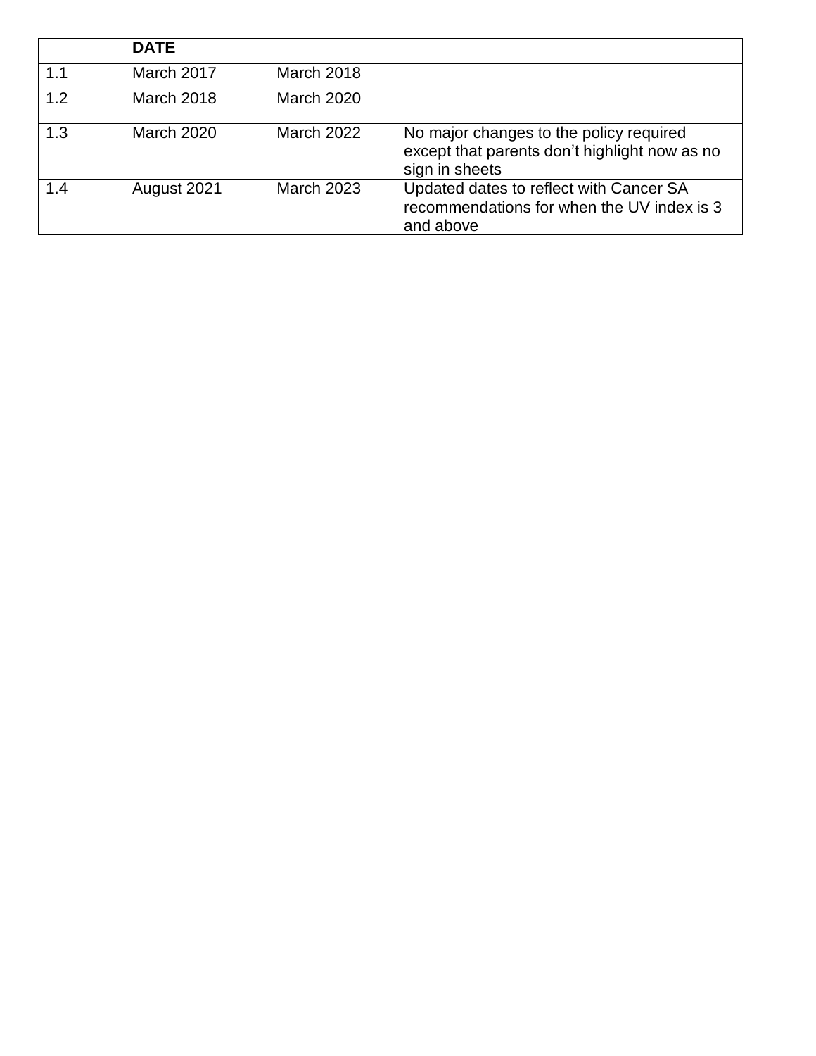| | DATE | | |
|---|---|---|---|
| 1.1 | March 2017 | March 2018 | |
| 1.2 | March 2018 | March 2020 | |
| 1.3 | March 2020 | March 2022 | No major changes to the policy required except that parents don’t highlight now as no sign in sheets |
| 1.4 | August 2021 | March 2023 | Updated dates to reflect with Cancer SA recommendations for when the UV index is 3 and above |